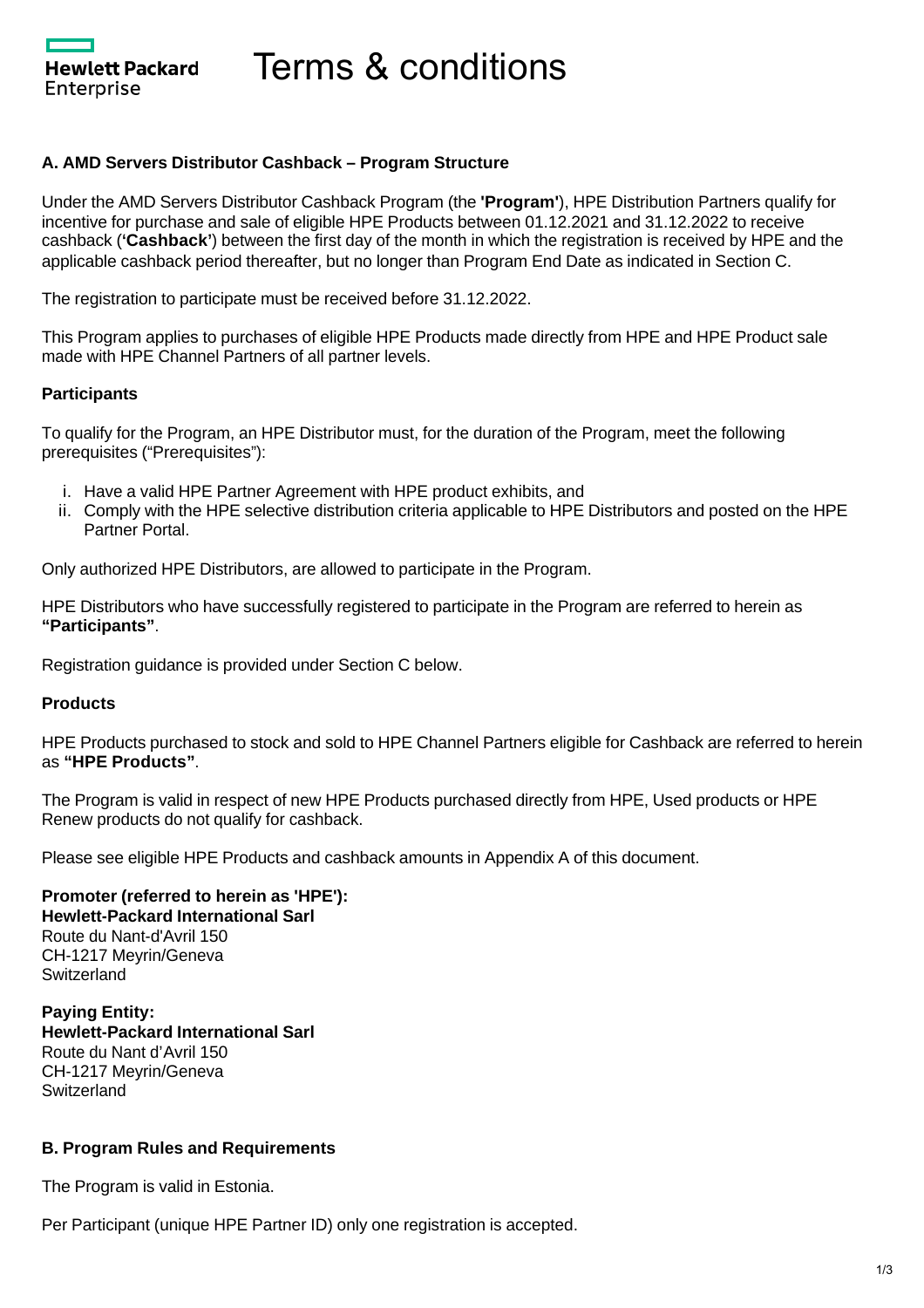Hewlett Packard Enterprise

# Terms & conditions

### A. AMD Servers Distributor Cashback – Program Structure

Under the AMD Servers Distributor Cashback Program (the **'Program'**), HPE Distribution Partners qualify for incentive for purchase and sale of eligible HPE Products between 01.12.2021 and 31.12.2022 to receive cashback (**'Cashback'**) between the first day of the month in which the registration is received by HPE and the applicable cashback period thereafter, but no longer than Program End Date as indicated in Section C.

The registration to participate must be received before 31.12.2022.

This Program applies to purchases of eligible HPE Products made directly from HPE and HPE Product sale made with HPE Channel Partners of all partner levels.

#### Participants

To qualify for the Program, an HPE Distributor must, for the duration of the Program, meet the following prerequisites ("Prerequisites"):

i. Have a valid HPE Partner Agreement with HPE product exhibits, and
ii. Comply with the HPE selective distribution criteria applicable to HPE Distributors and posted on the HPE Partner Portal.

Only authorized HPE Distributors, are allowed to participate in the Program.

HPE Distributors who have successfully registered to participate in the Program are referred to herein as **"Participants"**.

Registration guidance is provided under Section C below.

#### Products

HPE Products purchased to stock and sold to HPE Channel Partners eligible for Cashback are referred to herein as **"HPE Products"**.

The Program is valid in respect of new HPE Products purchased directly from HPE, Used products or HPE Renew products do not qualify for cashback.

Please see eligible HPE Products and cashback amounts in Appendix A of this document.

**Promoter (referred to herein as 'HPE'):**
**Hewlett-Packard International Sarl**
Route du Nant-d'Avril 150
CH-1217 Meyrin/Geneva
Switzerland

**Paying Entity:**
**Hewlett-Packard International Sarl**
Route du Nant d'Avril 150
CH-1217 Meyrin/Geneva
Switzerland

### B. Program Rules and Requirements

The Program is valid in Estonia.

Per Participant (unique HPE Partner ID) only one registration is accepted.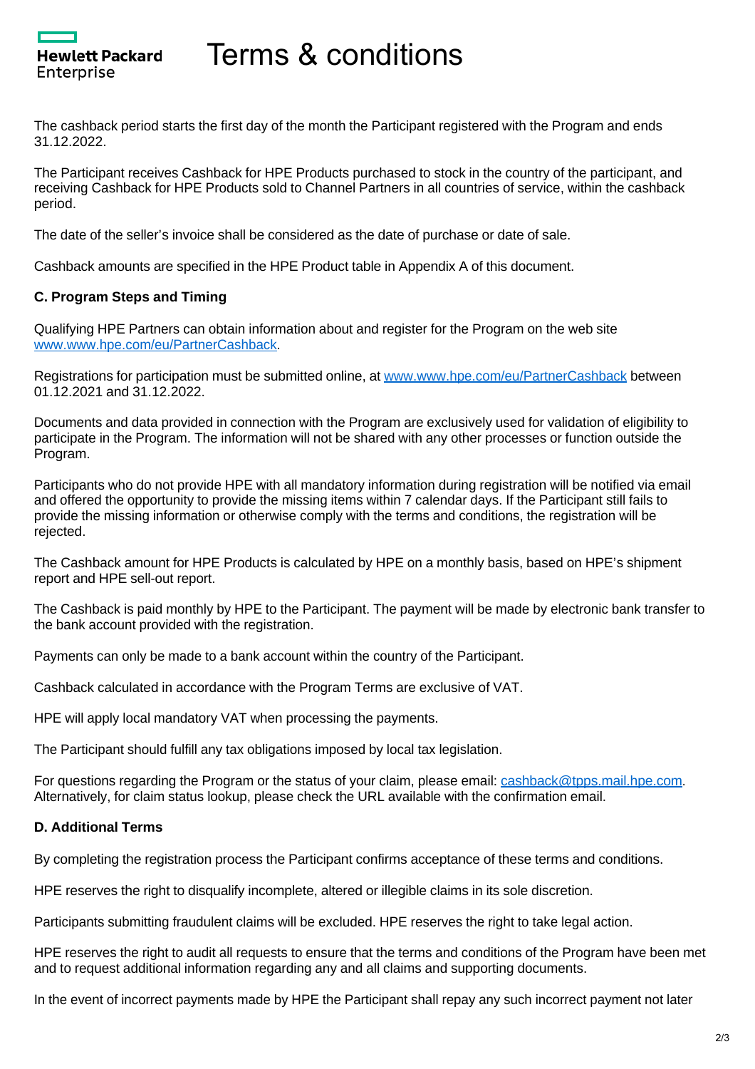# Terms & conditions

The cashback period starts the first day of the month the Participant registered with the Program and ends 31.12.2022.

The Participant receives Cashback for HPE Products purchased to stock in the country of the participant, and receiving Cashback for HPE Products sold to Channel Partners in all countries of service, within the cashback period.

The date of the seller's invoice shall be considered as the date of purchase or date of sale.

Cashback amounts are specified in the HPE Product table in Appendix A of this document.

**C. Program Steps and Timing**

Qualifying HPE Partners can obtain information about and register for the Program on the web site [www.www.hpe.com/eu/PartnerCashback](www.www.hpe.com/eu/PartnerCashback).

Registrations for participation must be submitted online, at [www.www.hpe.com/eu/PartnerCashback](www.www.hpe.com/eu/PartnerCashback) between 01.12.2021 and 31.12.2022.

Documents and data provided in connection with the Program are exclusively used for validation of eligibility to participate in the Program. The information will not be shared with any other processes or function outside the Program.

Participants who do not provide HPE with all mandatory information during registration will be notified via email and offered the opportunity to provide the missing items within 7 calendar days. If the Participant still fails to provide the missing information or otherwise comply with the terms and conditions, the registration will be rejected.

The Cashback amount for HPE Products is calculated by HPE on a monthly basis, based on HPE's shipment report and HPE sell-out report.

The Cashback is paid monthly by HPE to the Participant. The payment will be made by electronic bank transfer to the bank account provided with the registration.

Payments can only be made to a bank account within the country of the Participant.

Cashback calculated in accordance with the Program Terms are exclusive of VAT.

HPE will apply local mandatory VAT when processing the payments.

The Participant should fulfill any tax obligations imposed by local tax legislation.

For questions regarding the Program or the status of your claim, please email: [cashback@tpps.mail.hpe.com](mailto:cashback@tpps.mail.hpe.com). Alternatively, for claim status lookup, please check the URL available with the confirmation email.

**D. Additional Terms**

By completing the registration process the Participant confirms acceptance of these terms and conditions.

HPE reserves the right to disqualify incomplete, altered or illegible claims in its sole discretion.

Participants submitting fraudulent claims will be excluded. HPE reserves the right to take legal action.

HPE reserves the right to audit all requests to ensure that the terms and conditions of the Program have been met and to request additional information regarding any and all claims and supporting documents.

In the event of incorrect payments made by HPE the Participant shall repay any such incorrect payment not later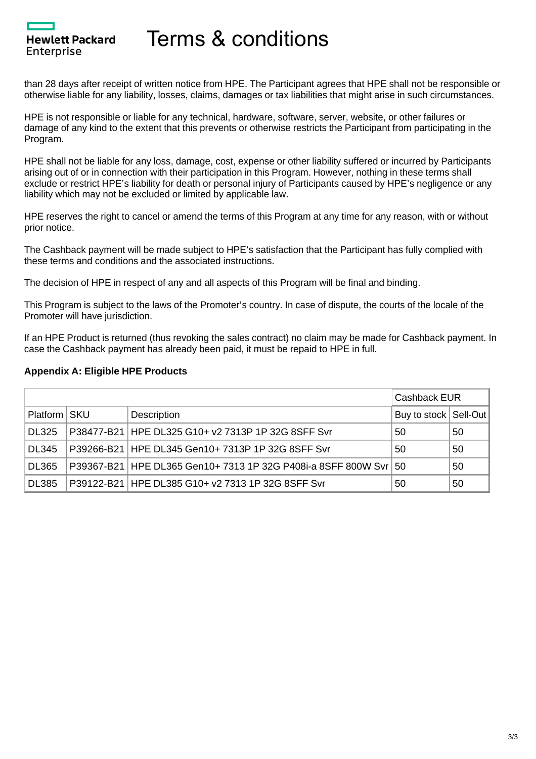than 28 days after receipt of written notice from HPE. The Participant agrees that HPE shall not be responsible or otherwise liable for any liability, losses, claims, damages or tax liabilities that might arise in such circumstances.

HPE is not responsible or liable for any technical, hardware, software, server, website, or other failures or damage of any kind to the extent that this prevents or otherwise restricts the Participant from participating in the Program.

HPE shall not be liable for any loss, damage, cost, expense or other liability suffered or incurred by Participants arising out of or in connection with their participation in this Program. However, nothing in these terms shall exclude or restrict HPE's liability for death or personal injury of Participants caused by HPE's negligence or any liability which may not be excluded or limited by applicable law.

HPE reserves the right to cancel or amend the terms of this Program at any time for any reason, with or without prior notice.

The Cashback payment will be made subject to HPE's satisfaction that the Participant has fully complied with these terms and conditions and the associated instructions.

The decision of HPE in respect of any and all aspects of this Program will be final and binding.

This Program is subject to the laws of the Promoter's country. In case of dispute, the courts of the locale of the Promoter will have jurisdiction.

If an HPE Product is returned (thus revoking the sales contract) no claim may be made for Cashback payment. In case the Cashback payment has already been paid, it must be repaid to HPE in full.

**Appendix A: Eligible HPE Products**

| | | | Cashback EUR | |
|---|---|---|---|---|
| Platform | SKU | Description | Buy to stock | Sell-Out |
| DL325 | P38477-B21 | HPE DL325 G10+ v2 7313P 1P 32G 8SFF Svr | 50 | 50 |
| DL345 | P39266-B21 | HPE DL345 Gen10+ 7313P 1P 32G 8SFF Svr | 50 | 50 |
| DL365 | P39367-B21 | HPE DL365 Gen10+ 7313 1P 32G P408i-a 8SFF 800W Svr | 50 | 50 |
| DL385 | P39122-B21 | HPE DL385 G10+ v2 7313 1P 32G 8SFF Svr | 50 | 50 |